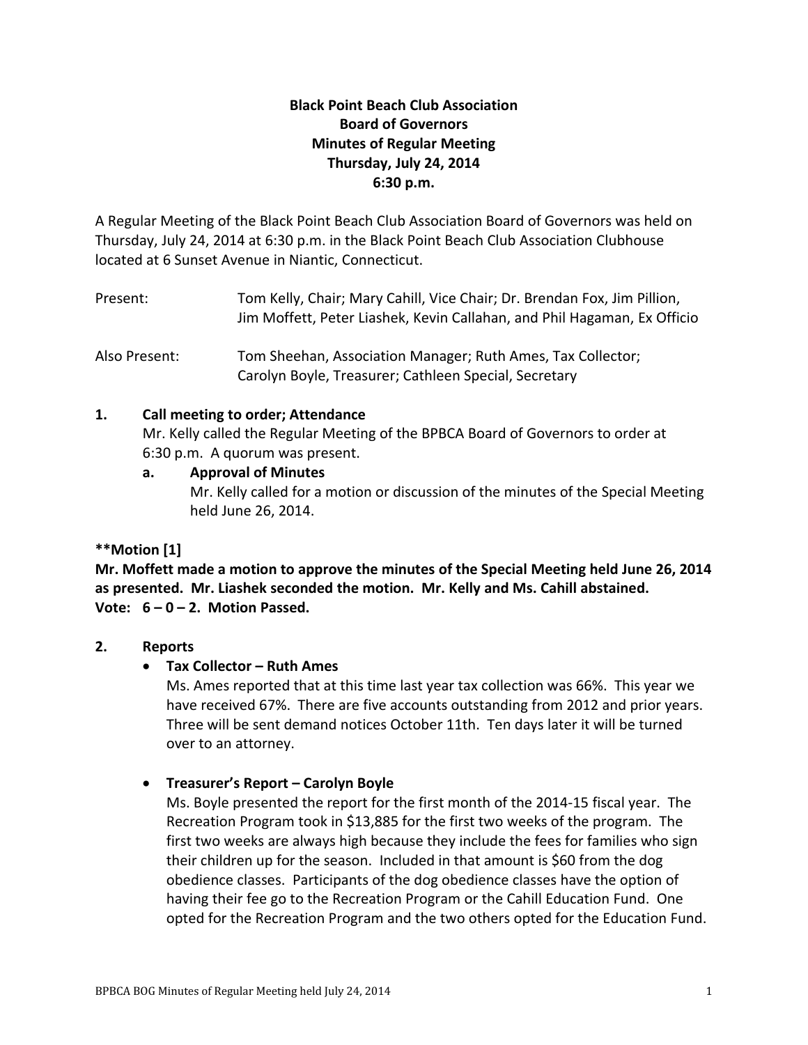# Black Point Beach Club Association
# Board of Governors
# Minutes of Regular Meeting
# Thursday, July 24, 2014
# 6:30 p.m.

A Regular Meeting of the Black Point Beach Club Association Board of Governors was held on Thursday, July 24, 2014 at 6:30 p.m. in the Black Point Beach Club Association Clubhouse located at 6 Sunset Avenue in Niantic, Connecticut.

Present: Tom Kelly, Chair; Mary Cahill, Vice Chair; Dr. Brendan Fox, Jim Pillion, Jim Moffett, Peter Liashek, Kevin Callahan, and Phil Hagaman, Ex Officio

Also Present: Tom Sheehan, Association Manager; Ruth Ames, Tax Collector; Carolyn Boyle, Treasurer; Cathleen Special, Secretary

**1. Call meeting to order; Attendance**

Mr. Kelly called the Regular Meeting of the BPBCA Board of Governors to order at 6:30 p.m. A quorum was present.

**a. Approval of Minutes**

Mr. Kelly called for a motion or discussion of the minutes of the Special Meeting held June 26, 2014.

**\*\*Motion [1]**
**Mr. Moffett made a motion to approve the minutes of the Special Meeting held June 26, 2014 as presented. Mr. Liashek seconded the motion. Mr. Kelly and Ms. Cahill abstained.**
**Vote: 6 – 0 – 2. Motion Passed.**

**2. Reports**

- **Tax Collector – Ruth Ames**
  Ms. Ames reported that at this time last year tax collection was 66%. This year we have received 67%. There are five accounts outstanding from 2012 and prior years. Three will be sent demand notices October 11th. Ten days later it will be turned over to an attorney.

- **Treasurer's Report – Carolyn Boyle**
  Ms. Boyle presented the report for the first month of the 2014-15 fiscal year. The Recreation Program took in $13,885 for the first two weeks of the program. The first two weeks are always high because they include the fees for families who sign their children up for the season. Included in that amount is $60 from the dog obedience classes. Participants of the dog obedience classes have the option of having their fee go to the Recreation Program or the Cahill Education Fund. One opted for the Recreation Program and the two others opted for the Education Fund.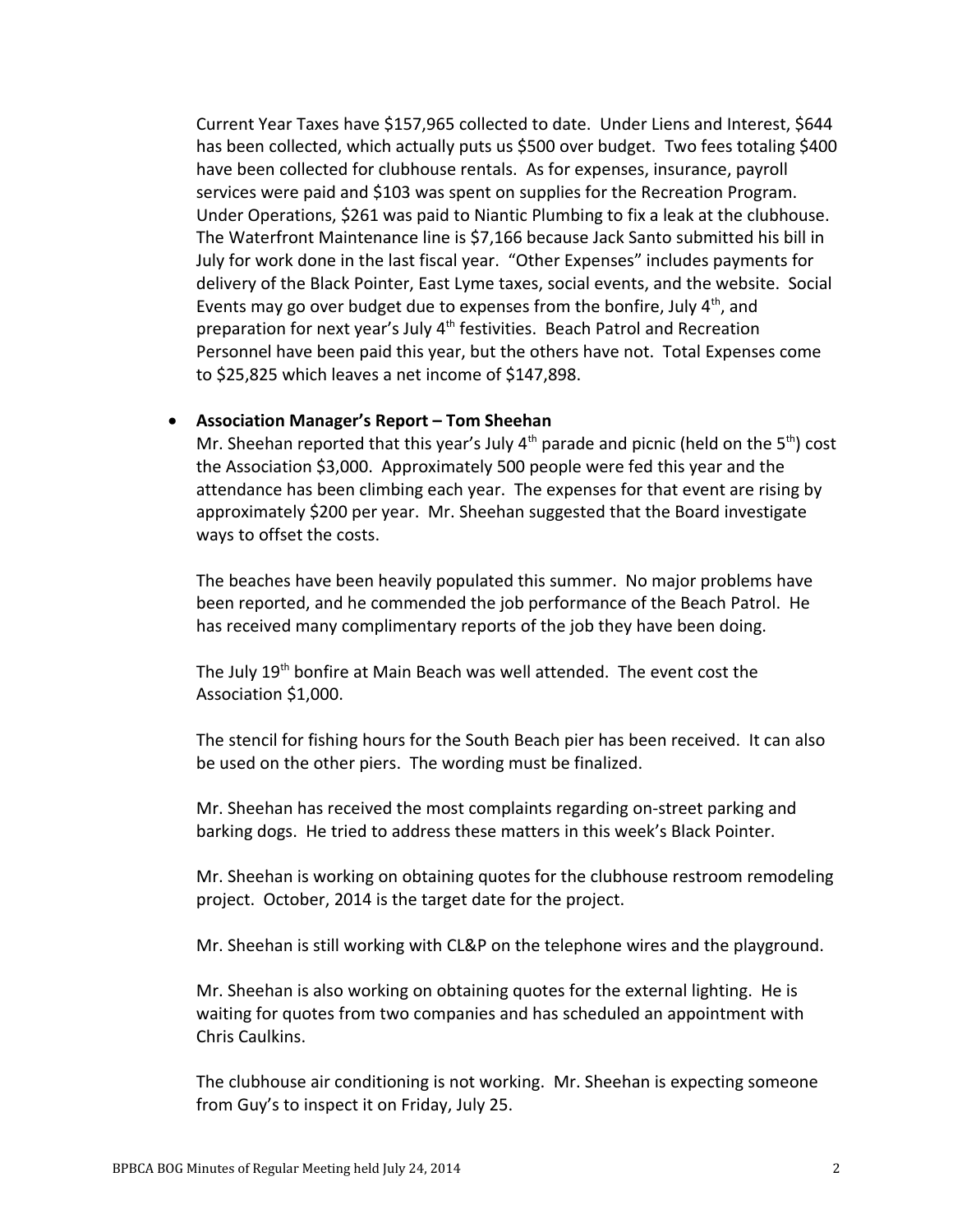Current Year Taxes have $157,965 collected to date. Under Liens and Interest, $644 has been collected, which actually puts us $500 over budget. Two fees totaling $400 have been collected for clubhouse rentals. As for expenses, insurance, payroll services were paid and $103 was spent on supplies for the Recreation Program. Under Operations, $261 was paid to Niantic Plumbing to fix a leak at the clubhouse. The Waterfront Maintenance line is $7,166 because Jack Santo submitted his bill in July for work done in the last fiscal year. "Other Expenses" includes payments for delivery of the Black Pointer, East Lyme taxes, social events, and the website. Social Events may go over budget due to expenses from the bonfire, July 4th, and preparation for next year's July 4th festivities. Beach Patrol and Recreation Personnel have been paid this year, but the others have not. Total Expenses come to $25,825 which leaves a net income of $147,898.

- **Association Manager's Report – Tom Sheehan**

  Mr. Sheehan reported that this year's July 4th parade and picnic (held on the 5th) cost the Association $3,000. Approximately 500 people were fed this year and the attendance has been climbing each year. The expenses for that event are rising by approximately $200 per year. Mr. Sheehan suggested that the Board investigate ways to offset the costs.

  The beaches have been heavily populated this summer. No major problems have been reported, and he commended the job performance of the Beach Patrol. He has received many complimentary reports of the job they have been doing.

  The July 19th bonfire at Main Beach was well attended. The event cost the Association $1,000.

  The stencil for fishing hours for the South Beach pier has been received. It can also be used on the other piers. The wording must be finalized.

  Mr. Sheehan has received the most complaints regarding on-street parking and barking dogs. He tried to address these matters in this week's Black Pointer.

  Mr. Sheehan is working on obtaining quotes for the clubhouse restroom remodeling project. October, 2014 is the target date for the project.

  Mr. Sheehan is still working with CL&P on the telephone wires and the playground.

  Mr. Sheehan is also working on obtaining quotes for the external lighting. He is waiting for quotes from two companies and has scheduled an appointment with Chris Caulkins.

  The clubhouse air conditioning is not working. Mr. Sheehan is expecting someone from Guy's to inspect it on Friday, July 25.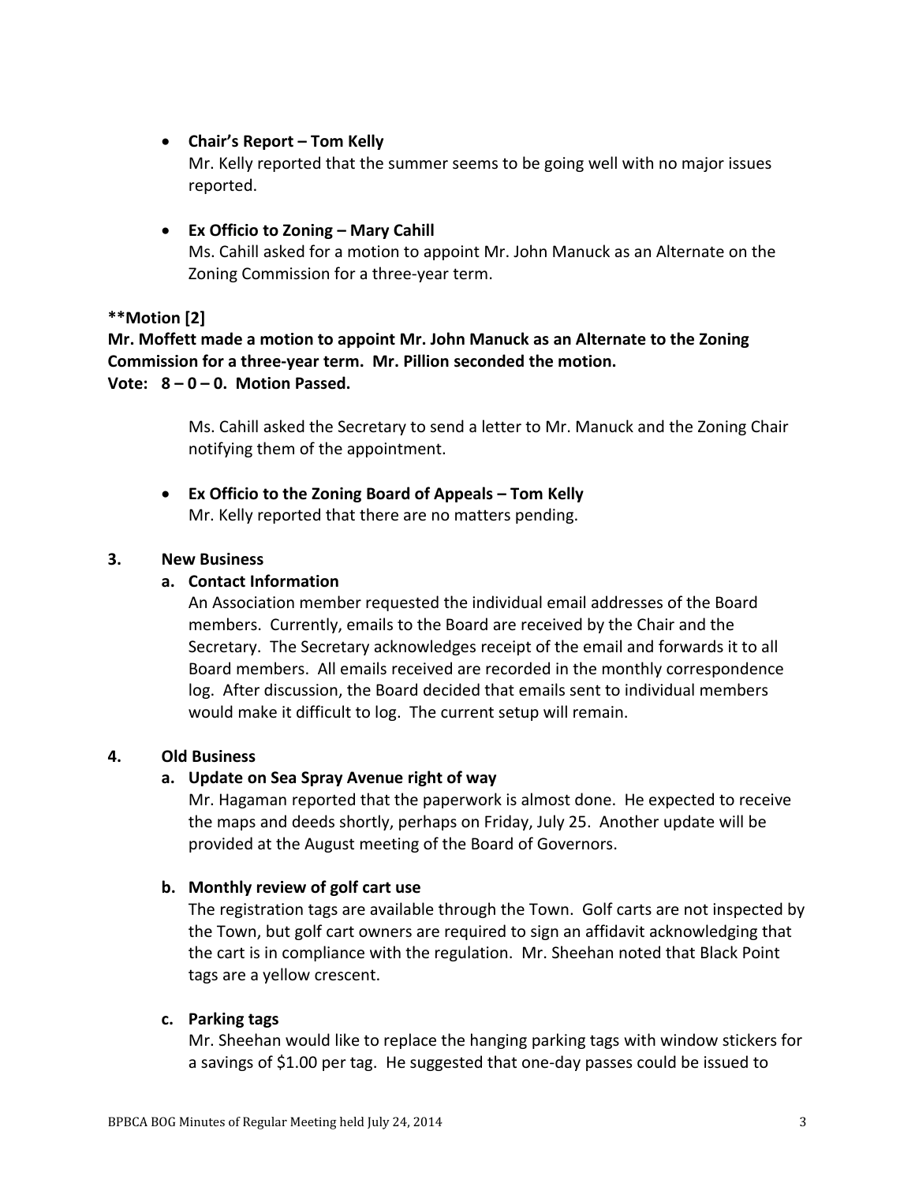- **Chair's Report – Tom Kelly**
  Mr. Kelly reported that the summer seems to be going well with no major issues reported.

- **Ex Officio to Zoning – Mary Cahill**
  Ms. Cahill asked for a motion to appoint Mr. John Manuck as an Alternate on the Zoning Commission for a three-year term.

**\*\*Motion [2]**
**Mr. Moffett made a motion to appoint Mr. John Manuck as an Alternate to the Zoning Commission for a three-year term. Mr. Pillion seconded the motion.**
**Vote: 8 – 0 – 0. Motion Passed.**

Ms. Cahill asked the Secretary to send a letter to Mr. Manuck and the Zoning Chair notifying them of the appointment.

- **Ex Officio to the Zoning Board of Appeals – Tom Kelly**
  Mr. Kelly reported that there are no matters pending.

**3. New Business**

**a. Contact Information**

An Association member requested the individual email addresses of the Board members. Currently, emails to the Board are received by the Chair and the Secretary. The Secretary acknowledges receipt of the email and forwards it to all Board members. All emails received are recorded in the monthly correspondence log. After discussion, the Board decided that emails sent to individual members would make it difficult to log. The current setup will remain.

**4. Old Business**

**a. Update on Sea Spray Avenue right of way**

Mr. Hagaman reported that the paperwork is almost done. He expected to receive the maps and deeds shortly, perhaps on Friday, July 25. Another update will be provided at the August meeting of the Board of Governors.

**b. Monthly review of golf cart use**

The registration tags are available through the Town. Golf carts are not inspected by the Town, but golf cart owners are required to sign an affidavit acknowledging that the cart is in compliance with the regulation. Mr. Sheehan noted that Black Point tags are a yellow crescent.

**c. Parking tags**

Mr. Sheehan would like to replace the hanging parking tags with window stickers for a savings of $1.00 per tag. He suggested that one-day passes could be issued to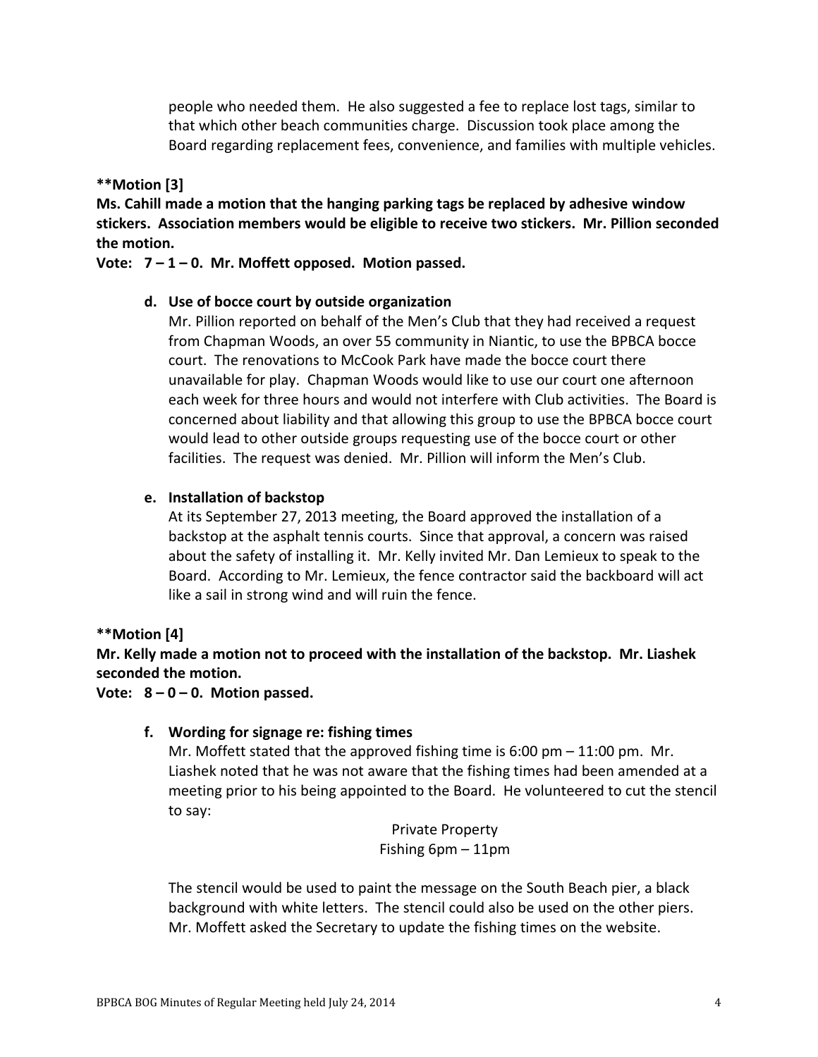people who needed them. He also suggested a fee to replace lost tags, similar to that which other beach communities charge. Discussion took place among the Board regarding replacement fees, convenience, and families with multiple vehicles.

**\*\*Motion [3]**

**Ms. Cahill made a motion that the hanging parking tags be replaced by adhesive window stickers. Association members would be eligible to receive two stickers. Mr. Pillion seconded the motion.**

**Vote: 7 – 1 – 0. Mr. Moffett opposed. Motion passed.**

**d. Use of bocce court by outside organization**

Mr. Pillion reported on behalf of the Men's Club that they had received a request from Chapman Woods, an over 55 community in Niantic, to use the BPBCA bocce court. The renovations to McCook Park have made the bocce court there unavailable for play. Chapman Woods would like to use our court one afternoon each week for three hours and would not interfere with Club activities. The Board is concerned about liability and that allowing this group to use the BPBCA bocce court would lead to other outside groups requesting use of the bocce court or other facilities. The request was denied. Mr. Pillion will inform the Men's Club.

**e. Installation of backstop**

At its September 27, 2013 meeting, the Board approved the installation of a backstop at the asphalt tennis courts. Since that approval, a concern was raised about the safety of installing it. Mr. Kelly invited Mr. Dan Lemieux to speak to the Board. According to Mr. Lemieux, the fence contractor said the backboard will act like a sail in strong wind and will ruin the fence.

**\*\*Motion [4]**

**Mr. Kelly made a motion not to proceed with the installation of the backstop. Mr. Liashek seconded the motion.**

**Vote: 8 – 0 – 0. Motion passed.**

**f. Wording for signage re: fishing times**

Mr. Moffett stated that the approved fishing time is 6:00 pm – 11:00 pm. Mr. Liashek noted that he was not aware that the fishing times had been amended at a meeting prior to his being appointed to the Board. He volunteered to cut the stencil to say:

Private Property
Fishing 6pm – 11pm

The stencil would be used to paint the message on the South Beach pier, a black background with white letters. The stencil could also be used on the other piers. Mr. Moffett asked the Secretary to update the fishing times on the website.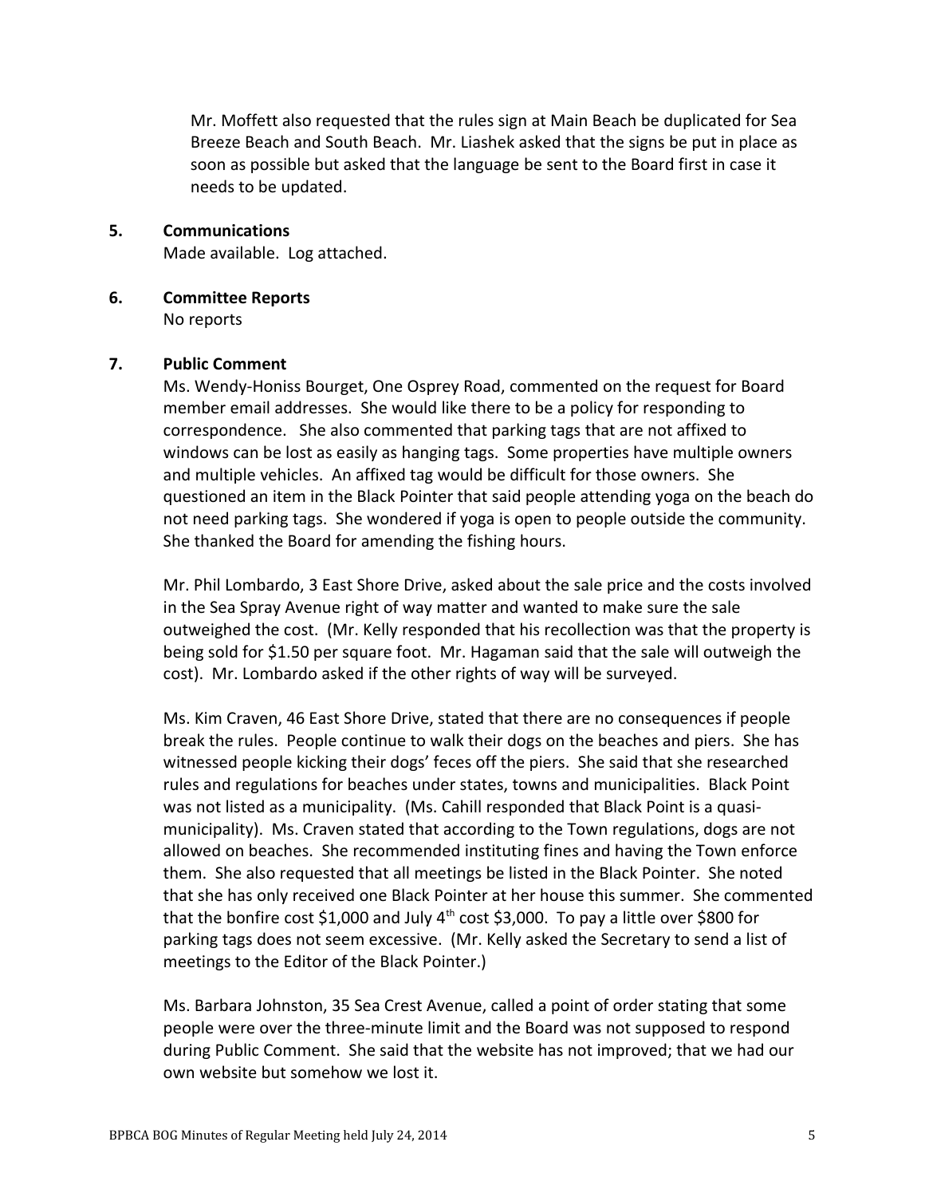Mr. Moffett also requested that the rules sign at Main Beach be duplicated for Sea Breeze Beach and South Beach. Mr. Liashek asked that the signs be put in place as soon as possible but asked that the language be sent to the Board first in case it needs to be updated.

**5. Communications**

Made available. Log attached.

**6. Committee Reports**

No reports

**7. Public Comment**

Ms. Wendy-Honiss Bourget, One Osprey Road, commented on the request for Board member email addresses. She would like there to be a policy for responding to correspondence. She also commented that parking tags that are not affixed to windows can be lost as easily as hanging tags. Some properties have multiple owners and multiple vehicles. An affixed tag would be difficult for those owners. She questioned an item in the Black Pointer that said people attending yoga on the beach do not need parking tags. She wondered if yoga is open to people outside the community. She thanked the Board for amending the fishing hours.

Mr. Phil Lombardo, 3 East Shore Drive, asked about the sale price and the costs involved in the Sea Spray Avenue right of way matter and wanted to make sure the sale outweighed the cost. (Mr. Kelly responded that his recollection was that the property is being sold for $1.50 per square foot. Mr. Hagaman said that the sale will outweigh the cost). Mr. Lombardo asked if the other rights of way will be surveyed.

Ms. Kim Craven, 46 East Shore Drive, stated that there are no consequences if people break the rules. People continue to walk their dogs on the beaches and piers. She has witnessed people kicking their dogs' feces off the piers. She said that she researched rules and regulations for beaches under states, towns and municipalities. Black Point was not listed as a municipality. (Ms. Cahill responded that Black Point is a quasi-municipality). Ms. Craven stated that according to the Town regulations, dogs are not allowed on beaches. She recommended instituting fines and having the Town enforce them. She also requested that all meetings be listed in the Black Pointer. She noted that she has only received one Black Pointer at her house this summer. She commented that the bonfire cost $1,000 and July 4th cost $3,000. To pay a little over $800 for parking tags does not seem excessive. (Mr. Kelly asked the Secretary to send a list of meetings to the Editor of the Black Pointer.)

Ms. Barbara Johnston, 35 Sea Crest Avenue, called a point of order stating that some people were over the three-minute limit and the Board was not supposed to respond during Public Comment. She said that the website has not improved; that we had our own website but somehow we lost it.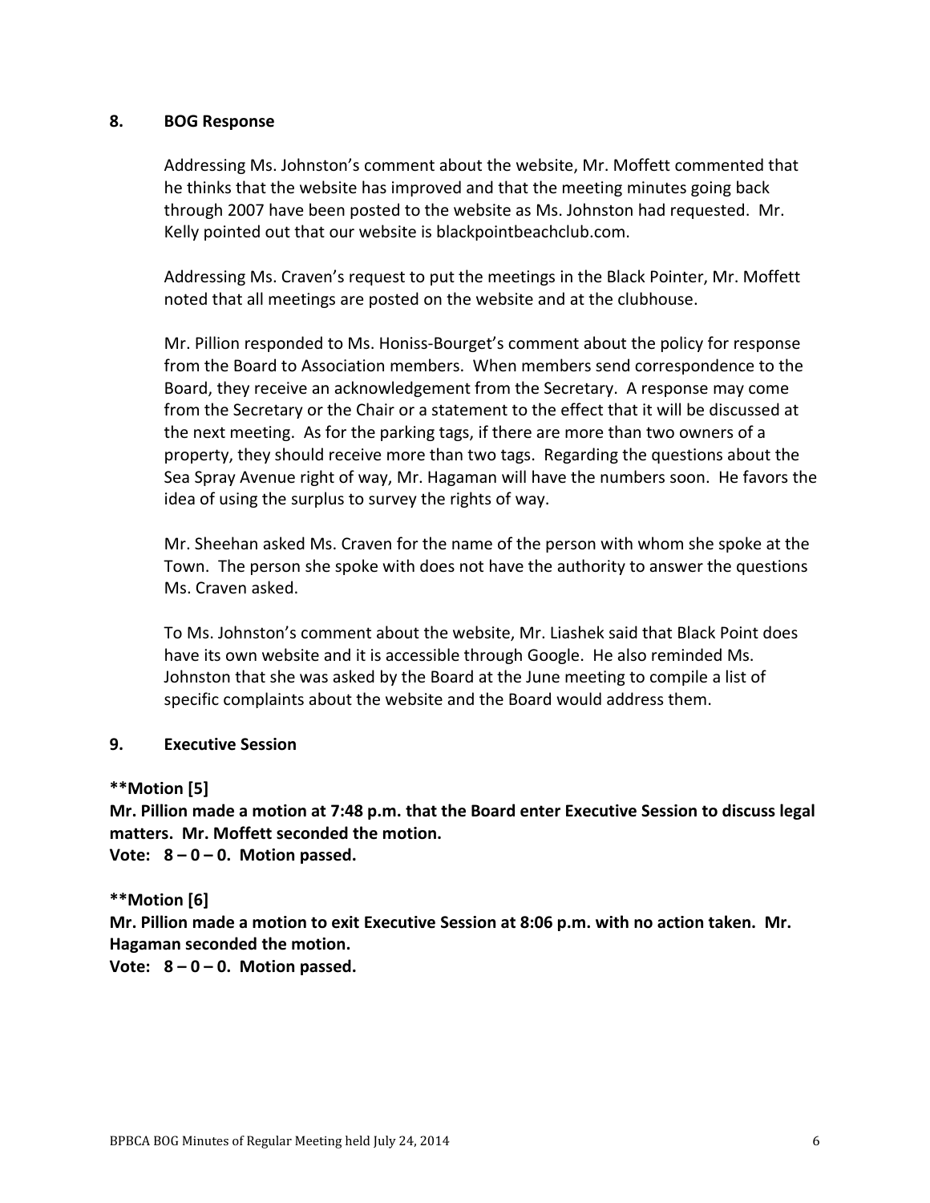## 8. BOG Response

Addressing Ms. Johnston's comment about the website, Mr. Moffett commented that he thinks that the website has improved and that the meeting minutes going back through 2007 have been posted to the website as Ms. Johnston had requested. Mr. Kelly pointed out that our website is blackpointbeachclub.com.

Addressing Ms. Craven's request to put the meetings in the Black Pointer, Mr. Moffett noted that all meetings are posted on the website and at the clubhouse.

Mr. Pillion responded to Ms. Honiss-Bourget's comment about the policy for response from the Board to Association members. When members send correspondence to the Board, they receive an acknowledgement from the Secretary. A response may come from the Secretary or the Chair or a statement to the effect that it will be discussed at the next meeting. As for the parking tags, if there are more than two owners of a property, they should receive more than two tags. Regarding the questions about the Sea Spray Avenue right of way, Mr. Hagaman will have the numbers soon. He favors the idea of using the surplus to survey the rights of way.

Mr. Sheehan asked Ms. Craven for the name of the person with whom she spoke at the Town. The person she spoke with does not have the authority to answer the questions Ms. Craven asked.

To Ms. Johnston's comment about the website, Mr. Liashek said that Black Point does have its own website and it is accessible through Google. He also reminded Ms. Johnston that she was asked by the Board at the June meeting to compile a list of specific complaints about the website and the Board would address them.

## 9. Executive Session

**\*\*Motion [5]**
**Mr. Pillion made a motion at 7:48 p.m. that the Board enter Executive Session to discuss legal matters. Mr. Moffett seconded the motion.**
**Vote: 8 – 0 – 0. Motion passed.**

**\*\*Motion [6]**
**Mr. Pillion made a motion to exit Executive Session at 8:06 p.m. with no action taken. Mr. Hagaman seconded the motion.**
**Vote: 8 – 0 – 0. Motion passed.**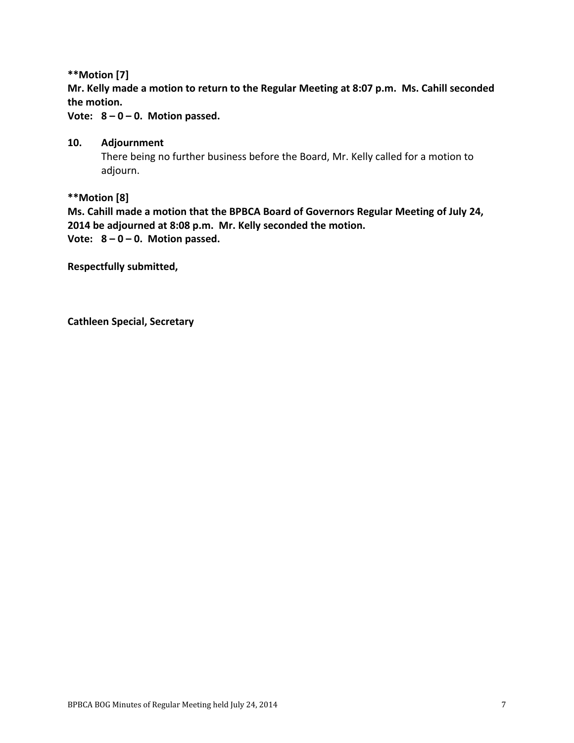**\*\*Motion [7]**

**Mr. Kelly made a motion to return to the Regular Meeting at 8:07 p.m. Ms. Cahill seconded the motion.**

**Vote: 8 – 0 – 0. Motion passed.**

**10. Adjournment**

There being no further business before the Board, Mr. Kelly called for a motion to adjourn.

**\*\*Motion [8]**

**Ms. Cahill made a motion that the BPBCA Board of Governors Regular Meeting of July 24, 2014 be adjourned at 8:08 p.m. Mr. Kelly seconded the motion.**

**Vote: 8 – 0 – 0. Motion passed.**

**Respectfully submitted,**

**Cathleen Special, Secretary**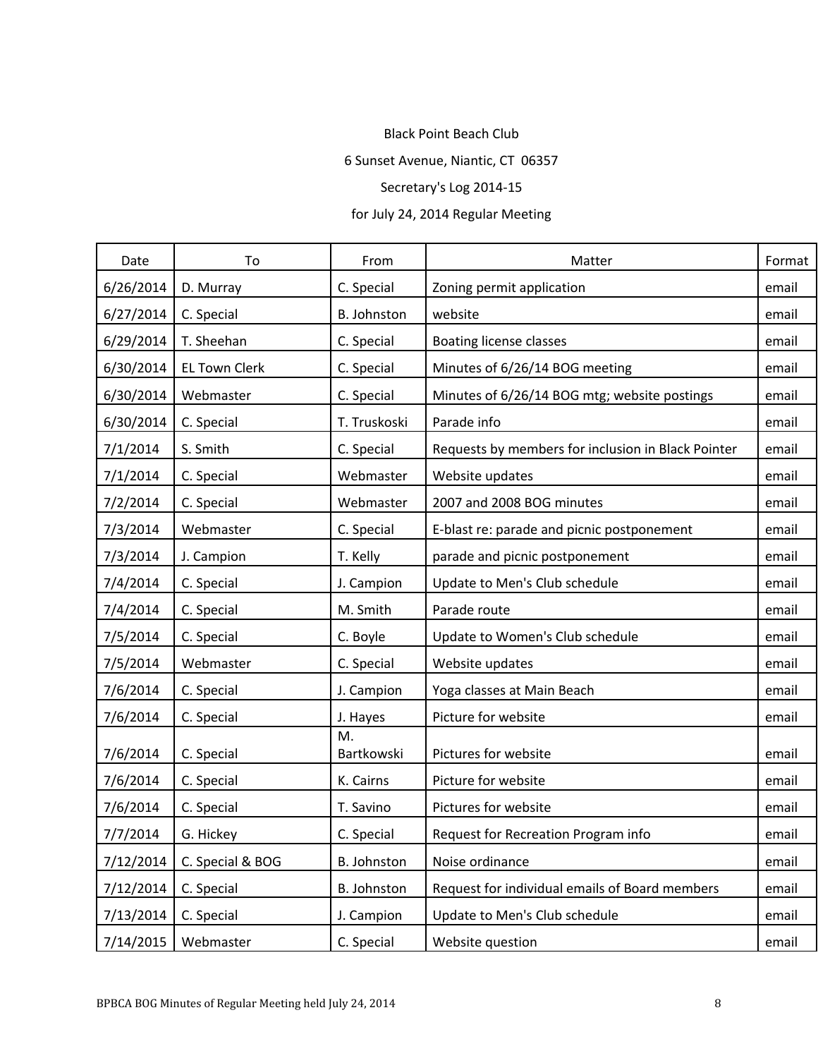Black Point Beach Club

6 Sunset Avenue, Niantic, CT 06357

Secretary's Log 2014-15

for July 24, 2014 Regular Meeting

| Date | To | From | Matter | Format |
|---|---|---|---|---|
| 6/26/2014 | D. Murray | C. Special | Zoning permit application | email |
| 6/27/2014 | C. Special | B. Johnston | website | email |
| 6/29/2014 | T. Sheehan | C. Special | Boating license classes | email |
| 6/30/2014 | EL Town Clerk | C. Special | Minutes of 6/26/14 BOG meeting | email |
| 6/30/2014 | Webmaster | C. Special | Minutes of 6/26/14 BOG mtg; website postings | email |
| 6/30/2014 | C. Special | T. Truskoski | Parade info | email |
| 7/1/2014 | S. Smith | C. Special | Requests by members for inclusion in Black Pointer | email |
| 7/1/2014 | C. Special | Webmaster | Website updates | email |
| 7/2/2014 | C. Special | Webmaster | 2007 and 2008 BOG minutes | email |
| 7/3/2014 | Webmaster | C. Special | E-blast re: parade and picnic postponement | email |
| 7/3/2014 | J. Campion | T. Kelly | parade and picnic postponement | email |
| 7/4/2014 | C. Special | J. Campion | Update to Men's Club schedule | email |
| 7/4/2014 | C. Special | M. Smith | Parade route | email |
| 7/5/2014 | C. Special | C. Boyle | Update to Women's Club schedule | email |
| 7/5/2014 | Webmaster | C. Special | Website updates | email |
| 7/6/2014 | C. Special | J. Campion | Yoga classes at Main Beach | email |
| 7/6/2014 | C. Special | J. Hayes | Picture for website | email |
| 7/6/2014 | C. Special | M. Bartkowski | Pictures for website | email |
| 7/6/2014 | C. Special | K. Cairns | Picture for website | email |
| 7/6/2014 | C. Special | T. Savino | Pictures for website | email |
| 7/7/2014 | G. Hickey | C. Special | Request for Recreation Program info | email |
| 7/12/2014 | C. Special & BOG | B. Johnston | Noise ordinance | email |
| 7/12/2014 | C. Special | B. Johnston | Request for individual emails of Board members | email |
| 7/13/2014 | C. Special | J. Campion | Update to Men's Club schedule | email |
| 7/14/2015 | Webmaster | C. Special | Website question | email |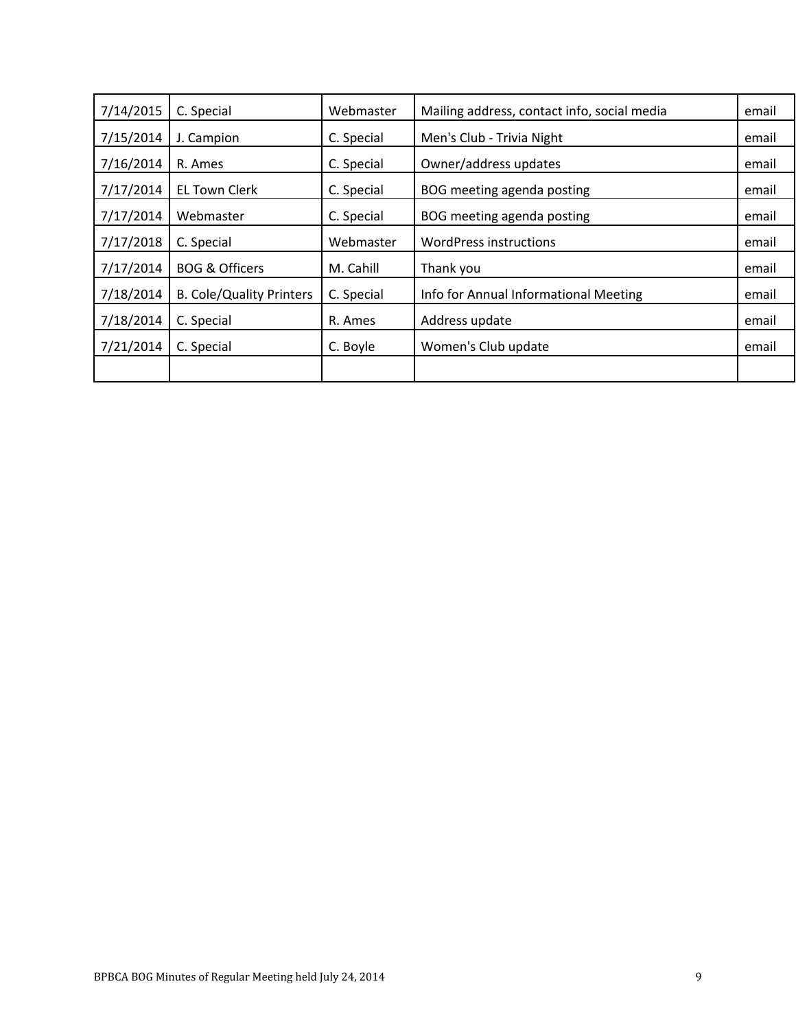| | | | | |
|---|---|---|---|---|
| 7/14/2015 | C. Special | Webmaster | Mailing address, contact info, social media | email |
| 7/15/2014 | J. Campion | C. Special | Men's Club - Trivia Night | email |
| 7/16/2014 | R. Ames | C. Special | Owner/address updates | email |
| 7/17/2014 | EL Town Clerk | C. Special | BOG meeting agenda posting | email |
| 7/17/2014 | Webmaster | C. Special | BOG meeting agenda posting | email |
| 7/17/2018 | C. Special | Webmaster | WordPress instructions | email |
| 7/17/2014 | BOG & Officers | M. Cahill | Thank you | email |
| 7/18/2014 | B. Cole/Quality Printers | C. Special | Info for Annual Informational Meeting | email |
| 7/18/2014 | C. Special | R. Ames | Address update | email |
| 7/21/2014 | C. Special | C. Boyle | Women's Club update | email |
| | | | | |